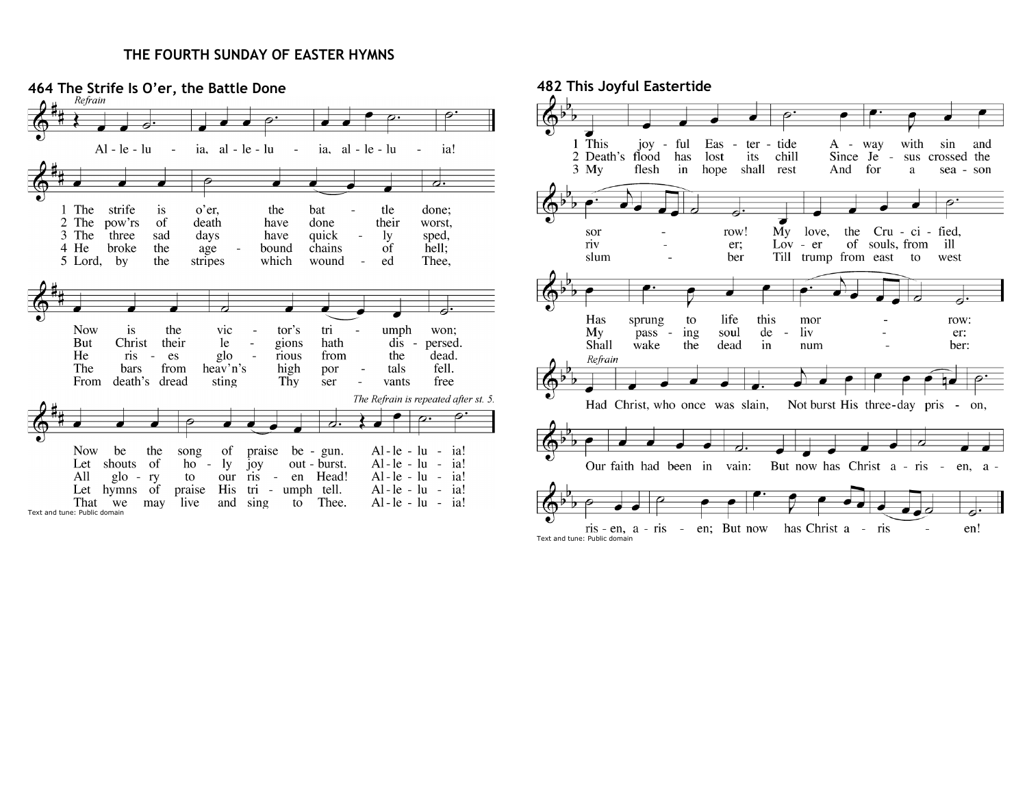# THE FOURTH SUNDAY OF EASTER HYMNS

## 464 The Strife Is O'er, the Battle Done

*Refrain*

Al - le - lu - ia, al - le - lu - ia, al - le - lu - ia!

1 The strife is o'er, the bat - tle done;
Now is the vic - tor's tri - umph won;
Now be the song of praise be - gun. Al - le - lu - ia!

2 The pow'rs of death have done their worst,
But Christ their le - gions hath dis - persed.
Let shouts of ho - ly joy out - burst. Al - le - lu - ia!

3 The three sad days have quick - ly sped,
He ris - es glo - rious from the dead.
All glo - ry to our ris - en Head! Al - le - lu - ia!

4 He broke the age - bound chains of hell;
The bars from heav'n's high por - tals fell.
Let hymns of praise His tri - umph tell. Al - le - lu - ia!

5 Lord, by the stripes which wound - ed Thee,
From death's dread sting Thy ser - vants free
That we may live and sing to Thee. Al - le - lu - ia!

*The Refrain is repeated after st. 5.*

Text and tune: Public domain

## 482 This Joyful Eastertide

1 This joy - ful Eas - ter - tide A - way with sin and sor - row!
My love, the Cru - ci - fied,
Has sprung to life this mor - row:

2 Death's flood has lost its chill Since Je - sus crossed the riv - er;
Lov - er of souls, from ill
My pass - ing soul de - liv - er:

3 My flesh in hope shall rest And for a sea - son slum - ber
Till trump from east to west
Shall wake the dead in num - ber:

*Refrain*

Had Christ, who once was slain, Not burst His three-day pris - on,
Our faith had been in vain: But now has Christ a - ris - en, a - ris - en, a - ris - en; But now has Christ a - ris - en!

Text and tune: Public domain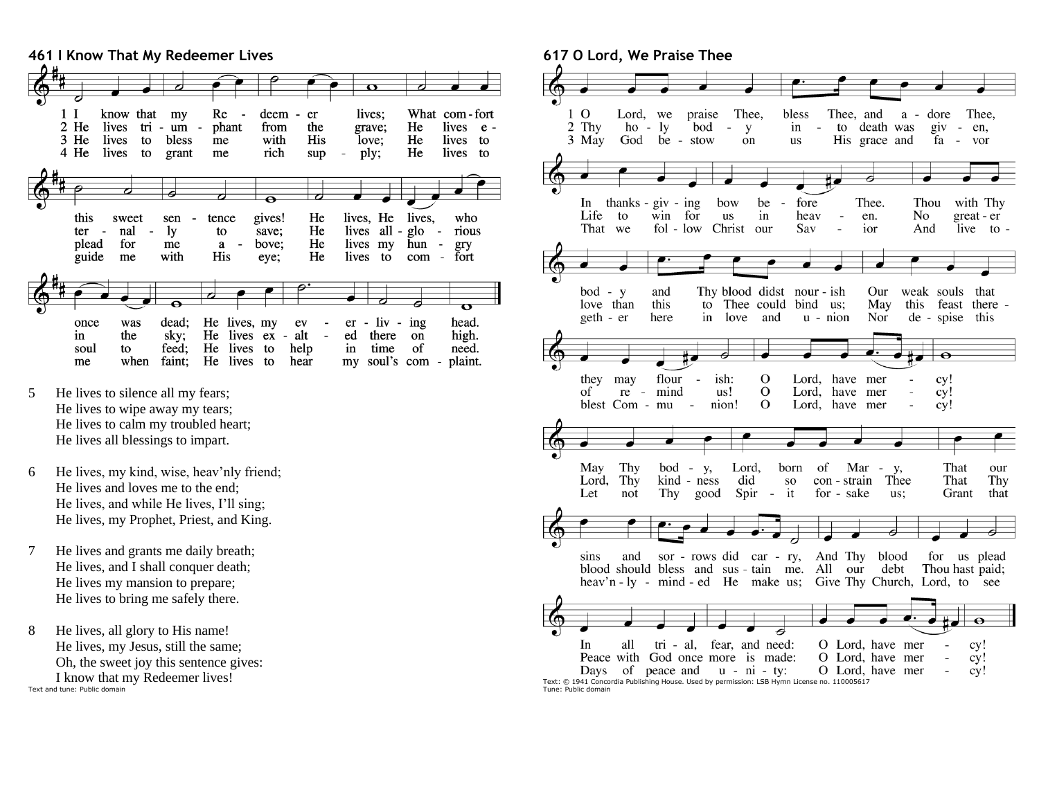## 461 I Know That My Redeemer Lives

1 I know that my Redeemer lives; What comfort this sweet sentence gives! He lives, He lives, who once was dead; He lives, my ever-living head.

2 He lives triumphant from the grave; He lives eternally to save; He lives all-glorious in the sky; He lives exalted there on high.

3 He lives to bless me with His love; He lives to plead for me above; He lives my hungry soul to feed; He lives to help in time of need.

4 He lives to grant me rich supply; He lives to guide me with His eye; He lives to comfort me when faint; He lives to hear my soul's complaint.

5 He lives to silence all my fears;
He lives to wipe away my tears;
He lives to calm my troubled heart;
He lives all blessings to impart.

6 He lives, my kind, wise, heav'nly friend;
He lives and loves me to the end;
He lives, and while He lives, I'll sing;
He lives, my Prophet, Priest, and King.

7 He lives and grants me daily breath;
He lives, and I shall conquer death;
He lives my mansion to prepare;
He lives to bring me safely there.

8 He lives, all glory to His name!
He lives, my Jesus, still the same;
Oh, the sweet joy this sentence gives:
I know that my Redeemer lives!

Text and tune: Public domain

## 617 O Lord, We Praise Thee

1 O Lord, we praise Thee, bless Thee, and adore Thee, In thanksgiving bow before Thee. Thou with Thy body and Thy blood didst nourish Our weak souls that they may flourish: O Lord, have mercy! May Thy body, Lord, born of Mary, That our sins and sorrows did carry, And Thy blood for us plead In all trial, fear, and need: O Lord, have mercy!

2 Thy holy body into death was given, Life to win for us in heaven. No greater love than this to Thee could bind us; May this feast thereof remind us! O Lord, have mercy! Lord, Thy kindness did so constrain Thee That Thy blood should bless and sustain me. All our debt Thou hast paid; Peace with God once more is made: O Lord, have mercy!

3 May God bestow on us His grace and favor That we follow Christ our Savior And live together here in love and union Nor despise this blest Communion! O Lord, have mercy! Let not Thy good Spirit forsake us; Grant that heav'nly-minded He make us; Give Thy Church, Lord, to see Days of peace and unity: O Lord, have mercy!

Text: © 1941 Concordia Publishing House. Used by permission: LSB Hymn License no. 110005617
Tune: Public domain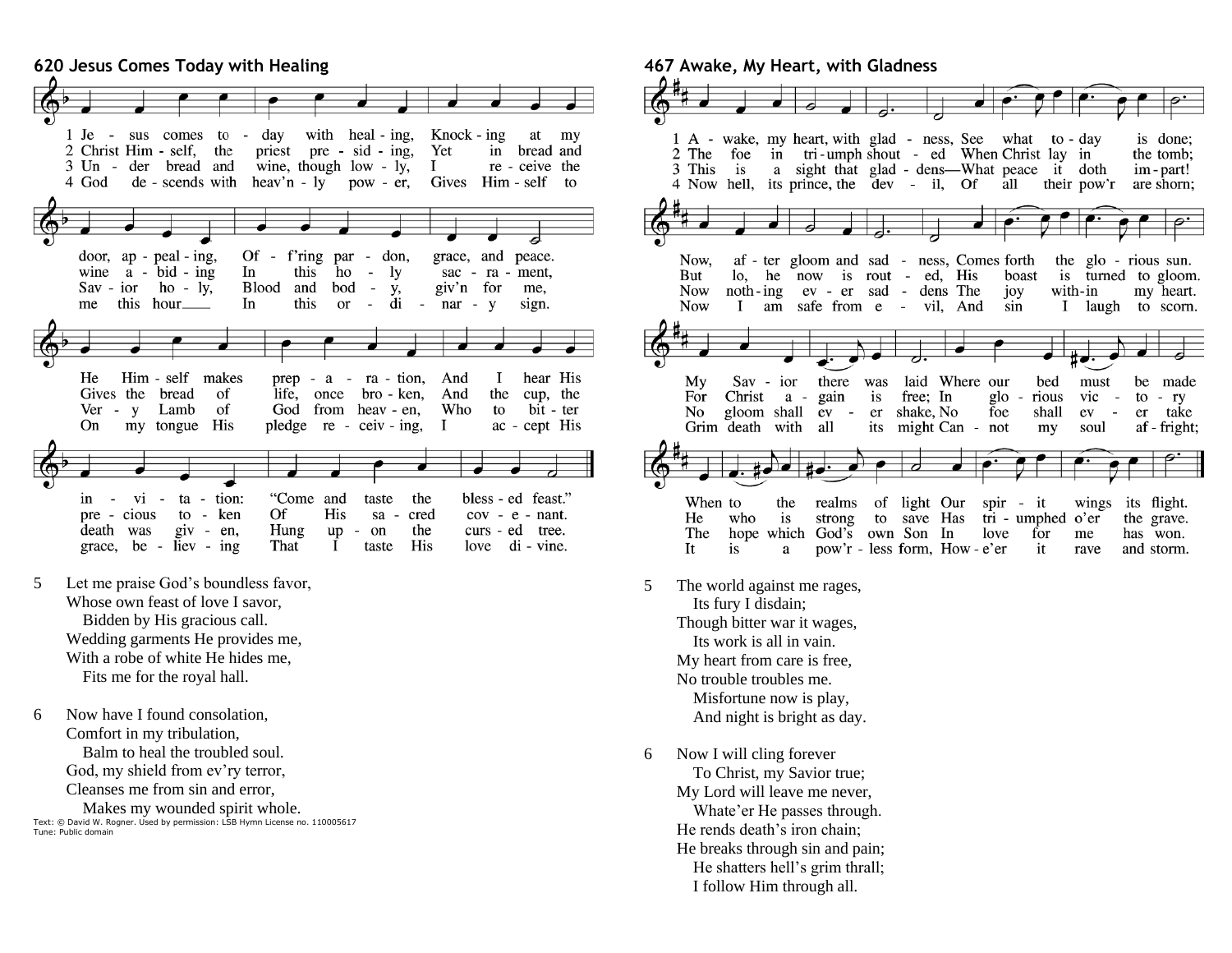## 620 Jesus Comes Today with Healing

1 Jesus comes today with healing, Knocking at my door, appealing, Offering pardon, grace, and peace. He Himself makes preparation, And I hear His invitation: "Come and taste the blessed feast."

2 Christ Himself, the priest presiding, Yet in bread and wine abiding In this holy sacrament, Gives the bread of life, once broken, And the cup, the precious token Of His sacred covenant.

3 Under bread and wine, though lowly, I receive the Savior holy, Blood and body, giv'n for me, Very Lamb of God from heaven, Who to bitter death was given, Hung upon the cursed tree.

4 God descends with heav'nly power, Gives Himself to me this hour In this ordinary sign. On my tongue His pledge receiving, I accept His grace, believing That I taste His love divine.

5 Let me praise God's boundless favor,
Whose own feast of love I savor,
  Bidden by His gracious call.
Wedding garments He provides me,
With a robe of white He hides me,
  Fits me for the royal hall.

6 Now have I found consolation,
Comfort in my tribulation,
  Balm to heal the troubled soul.
God, my shield from ev'ry terror,
Cleanses me from sin and error,
  Makes my wounded spirit whole.

Text: © David W. Rogner. Used by permission: LSB Hymn License no. 110005617
Tune: Public domain

## 467 Awake, My Heart, with Gladness

1 Awake, my heart, with gladness, See what today is done; Now, after gloom and sadness, Comes forth the glorious sun. My Savior there was laid Where our bed must be made When to the realms of light Our spirit wings its flight.

2 The foe in triumph shouted When Christ lay in the tomb; But lo, he now is routed, His boast is turned to gloom. For Christ again is free; In glorious victory He who is strong to save Has triumphed o'er the grave.

3 This is a sight that gladdens—What peace it doth impart! Now nothing ever saddens The joy within my heart. No gloom shall ever shake, No foe shall ever take The hope which God's own Son In love for me has won.

4 Now hell, its prince, the devil, Of all their pow'r are shorn; Now I am safe from evil, And sin I laugh to scorn. Grim death with all its might Cannot my soul affright; It is a pow'rless form, Howe'er it rave and storm.

5 The world against me rages,
  Its fury I disdain;
Though bitter war it wages,
  Its work is all in vain.
My heart from care is free,
No trouble troubles me.
  Misfortune now is play,
  And night is bright as day.

6 Now I will cling forever
  To Christ, my Savior true;
My Lord will leave me never,
  Whate'er He passes through.
He rends death's iron chain;
He breaks through sin and pain;
  He shatters hell's grim thrall;
  I follow Him through all.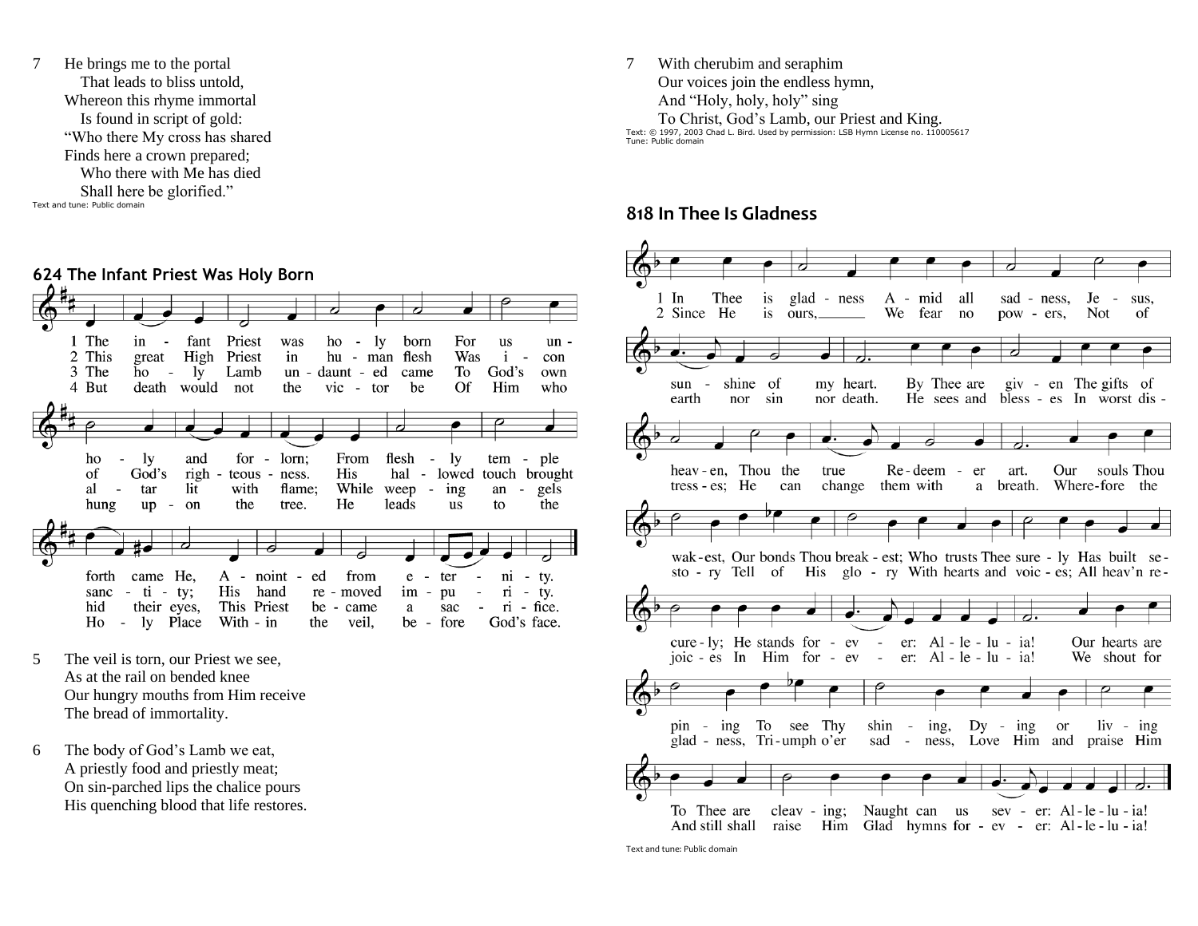7 He brings me to the portal
That leads to bliss untold,
Whereon this rhyme immortal
Is found in script of gold:
"Who there My cross has shared
Finds here a crown prepared;
Who there with Me has died
Shall here be glorified."

Text and tune: Public domain

## 624 The Infant Priest Was Holy Born

1 The infant Priest was holy born
For us unholy and forlorn;
From fleshly temple forth came He,
Anointed from eternity.

2 This great High Priest in human flesh
Was icon of God's righteousness.
His hallowed touch brought sanctity;
His hand removed impurity.

3 The holy Lamb undaunted came
To God's own altar lit with flame;
While weeping angels hid their eyes,
This Priest became a sacrifice.

4 But death would not the victor be
Of Him who hung upon the tree.
He leads us to the Holy Place
Within the veil, before God's face.

5 The veil is torn, our Priest we see,
As at the rail on bended knee
Our hungry mouths from Him receive
The bread of immortality.

6 The body of God's Lamb we eat,
A priestly food and priestly meat;
On sin-parched lips the chalice pours
His quenching blood that life restores.

7 With cherubim and seraphim
Our voices join the endless hymn,
And "Holy, holy, holy" sing
To Christ, God's Lamb, our Priest and King.

Text: © 1997, 2003 Chad L. Bird. Used by permission: LSB Hymn License no. 110005617
Tune: Public domain

## 818 In Thee Is Gladness

1 In Thee is gladness
Amid all sadness,
Jesus, sunshine of my heart.
By Thee are given
The gifts of heaven,
Thou the true Redeemer art.
Our souls Thou wakest,
Our bonds Thou breakest;
Who trusts Thee surely
Has built securely;
He stands forever: Alleluia!
Our hearts are pining
To see Thy shining,
Dying or living
To Thee are cleaving;
Naught can us sever: Alleluia!

2 Since He is ours,
We fear no powers,
Not of earth nor sin nor death.
He sees and blesses
In worst distresses;
He can change them with a breath.
Wherefore the story
Tell of His glory
With hearts and voices;
All heav'n rejoices
In Him forever: Alleluia!
We shout for gladness,
Triumph o'er sadness,
Love Him and praise Him
And still shall raise Him
Glad hymns forever: Alleluia!

Text and tune: Public domain